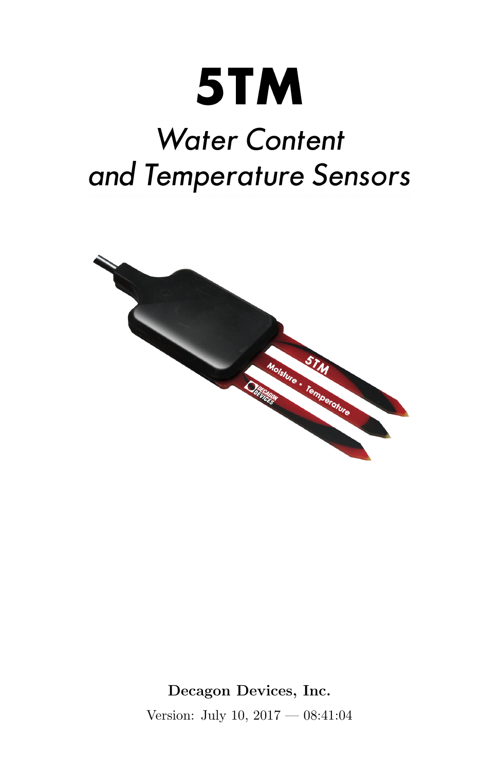# 5TM

## *Water Content and Temperature Sensors*

**Decagon Devices, Inc.**

Version: July 10, 2017 — 08:41:04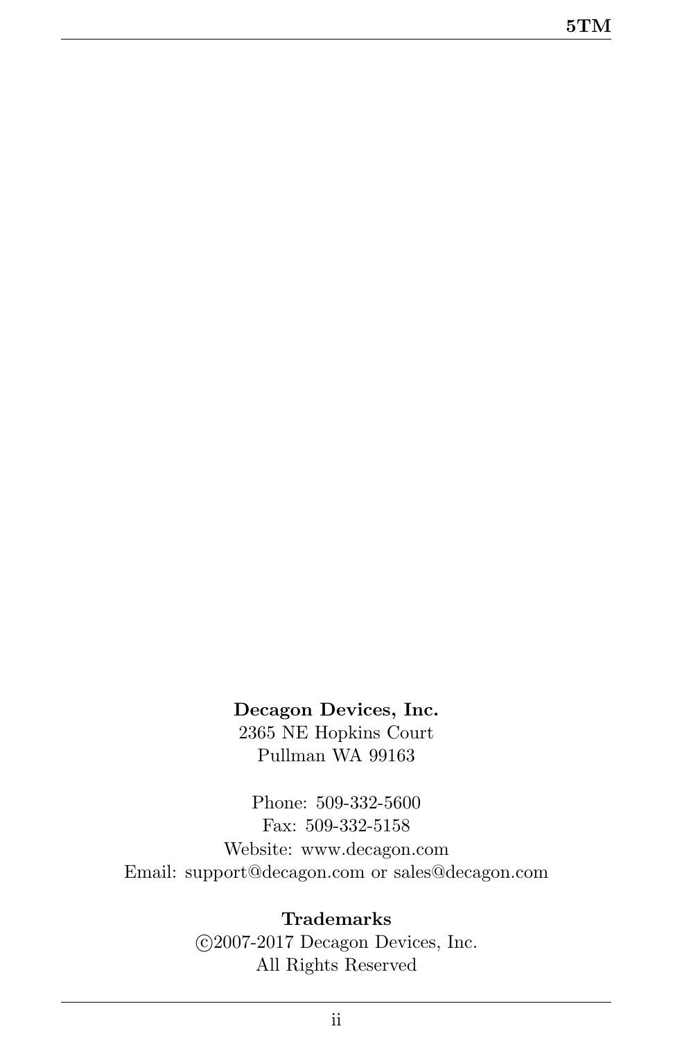**Decagon Devices, Inc.**
2365 NE Hopkins Court
Pullman WA 99163

Phone: 509-332-5600
Fax: 509-332-5158
Website: www.decagon.com
Email: support@decagon.com or sales@decagon.com

**Trademarks**
©2007-2017 Decagon Devices, Inc.
All Rights Reserved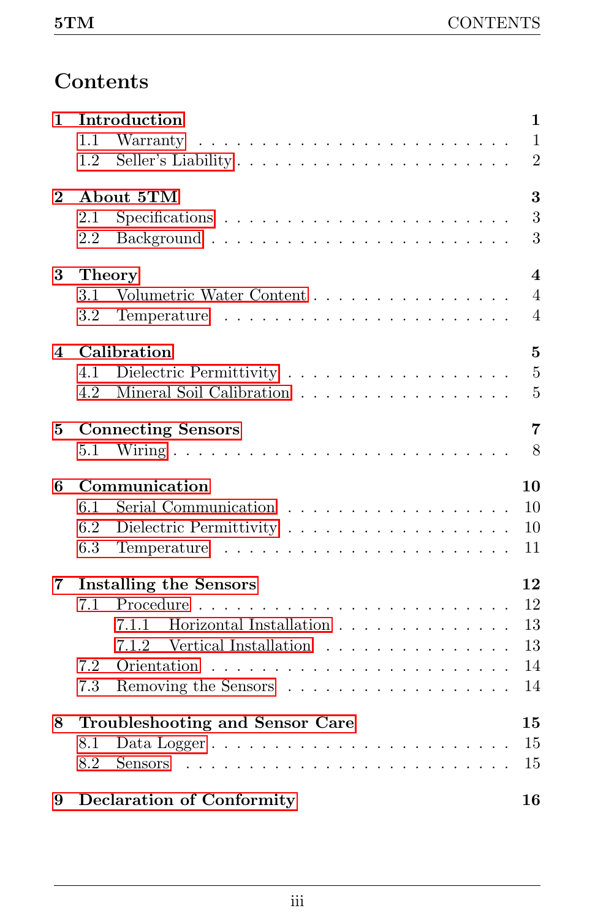# Contents

**1 Introduction** — **1**
- 1.1 Warranty — 1
- 1.2 Seller's Liability — 2

**2 About 5TM** — **3**
- 2.1 Specifications — 3
- 2.2 Background — 3

**3 Theory** — **4**
- 3.1 Volumetric Water Content — 4
- 3.2 Temperature — 4

**4 Calibration** — **5**
- 4.1 Dielectric Permittivity — 5
- 4.2 Mineral Soil Calibration — 5

**5 Connecting Sensors** — **7**
- 5.1 Wiring — 8

**6 Communication** — **10**
- 6.1 Serial Communication — 10
- 6.2 Dielectric Permittivity — 10
- 6.3 Temperature — 11

**7 Installing the Sensors** — **12**
- 7.1 Procedure — 12
  - 7.1.1 Horizontal Installation — 13
  - 7.1.2 Vertical Installation — 13
- 7.2 Orientation — 14
- 7.3 Removing the Sensors — 14

**8 Troubleshooting and Sensor Care** — **15**
- 8.1 Data Logger — 15
- 8.2 Sensors — 15

**9 Declaration of Conformity** — **16**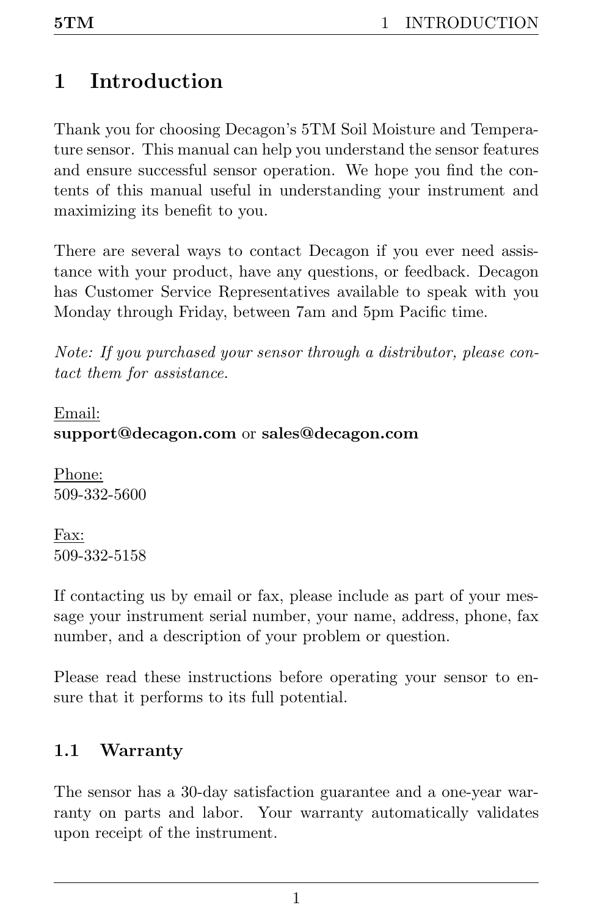# 1 Introduction

Thank you for choosing Decagon's 5TM Soil Moisture and Temperature sensor. This manual can help you understand the sensor features and ensure successful sensor operation. We hope you find the contents of this manual useful in understanding your instrument and maximizing its benefit to you.

There are several ways to contact Decagon if you ever need assistance with your product, have any questions, or feedback. Decagon has Customer Service Representatives available to speak with you Monday through Friday, between 7am and 5pm Pacific time.

*Note: If you purchased your sensor through a distributor, please contact them for assistance.*

Email:
**support@decagon.com** or **sales@decagon.com**

Phone:
509-332-5600

Fax:
509-332-5158

If contacting us by email or fax, please include as part of your message your instrument serial number, your name, address, phone, fax number, and a description of your problem or question.

Please read these instructions before operating your sensor to ensure that it performs to its full potential.

## 1.1 Warranty

The sensor has a 30-day satisfaction guarantee and a one-year warranty on parts and labor. Your warranty automatically validates upon receipt of the instrument.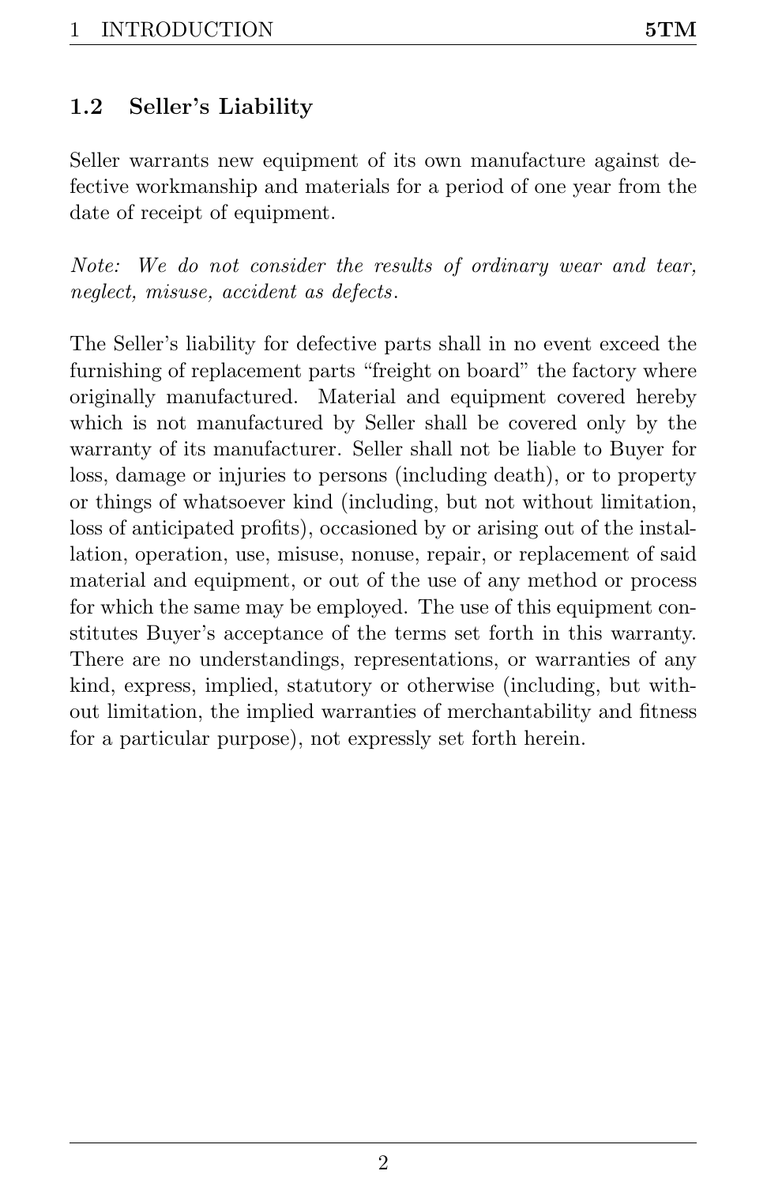## 1.2 Seller's Liability

Seller warrants new equipment of its own manufacture against defective workmanship and materials for a period of one year from the date of receipt of equipment.

*Note: We do not consider the results of ordinary wear and tear, neglect, misuse, accident as defects.*

The Seller's liability for defective parts shall in no event exceed the furnishing of replacement parts "freight on board" the factory where originally manufactured. Material and equipment covered hereby which is not manufactured by Seller shall be covered only by the warranty of its manufacturer. Seller shall not be liable to Buyer for loss, damage or injuries to persons (including death), or to property or things of whatsoever kind (including, but not without limitation, loss of anticipated profits), occasioned by or arising out of the installation, operation, use, misuse, nonuse, repair, or replacement of said material and equipment, or out of the use of any method or process for which the same may be employed. The use of this equipment constitutes Buyer's acceptance of the terms set forth in this warranty. There are no understandings, representations, or warranties of any kind, express, implied, statutory or otherwise (including, but without limitation, the implied warranties of merchantability and fitness for a particular purpose), not expressly set forth herein.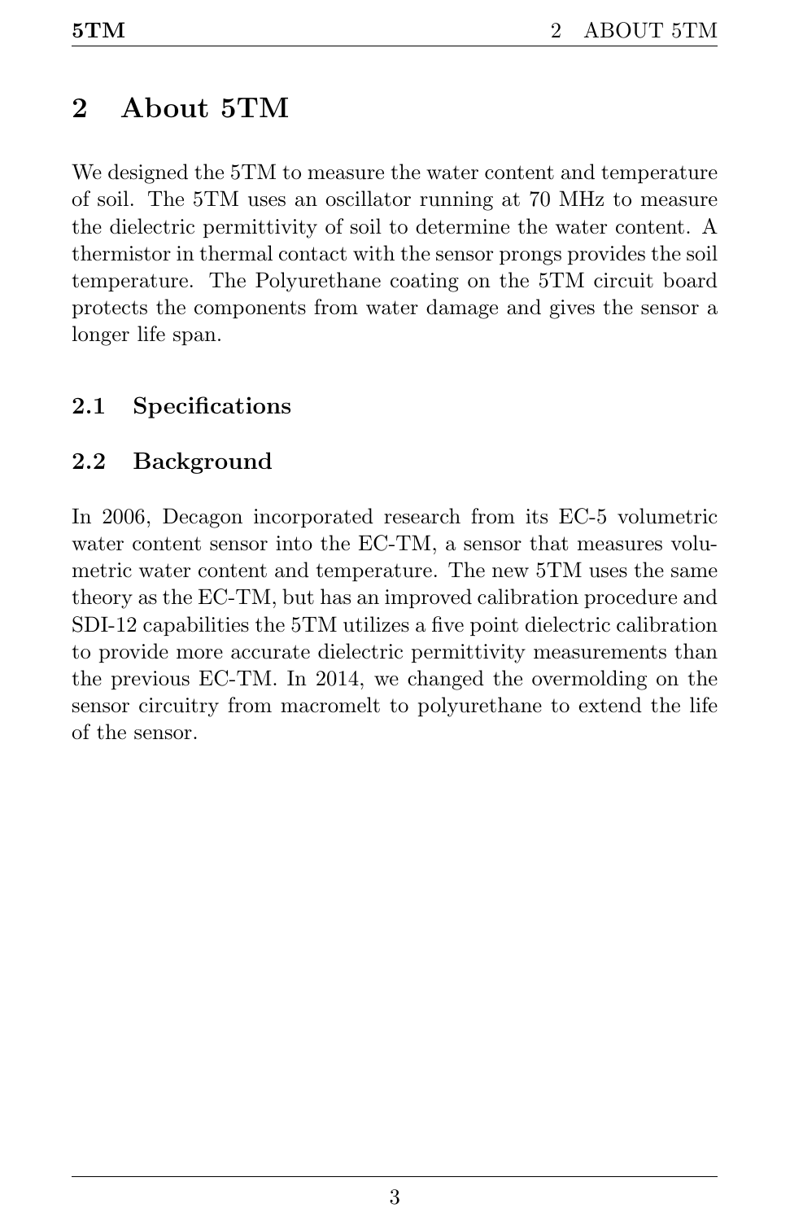# 2 About 5TM

We designed the 5TM to measure the water content and temperature of soil. The 5TM uses an oscillator running at 70 MHz to measure the dielectric permittivity of soil to determine the water content. A thermistor in thermal contact with the sensor prongs provides the soil temperature. The Polyurethane coating on the 5TM circuit board protects the components from water damage and gives the sensor a longer life span.

## 2.1 Specifications

## 2.2 Background

In 2006, Decagon incorporated research from its EC-5 volumetric water content sensor into the EC-TM, a sensor that measures volumetric water content and temperature. The new 5TM uses the same theory as the EC-TM, but has an improved calibration procedure and SDI-12 capabilities the 5TM utilizes a five point dielectric calibration to provide more accurate dielectric permittivity measurements than the previous EC-TM. In 2014, we changed the overmolding on the sensor circuitry from macromelt to polyurethane to extend the life of the sensor.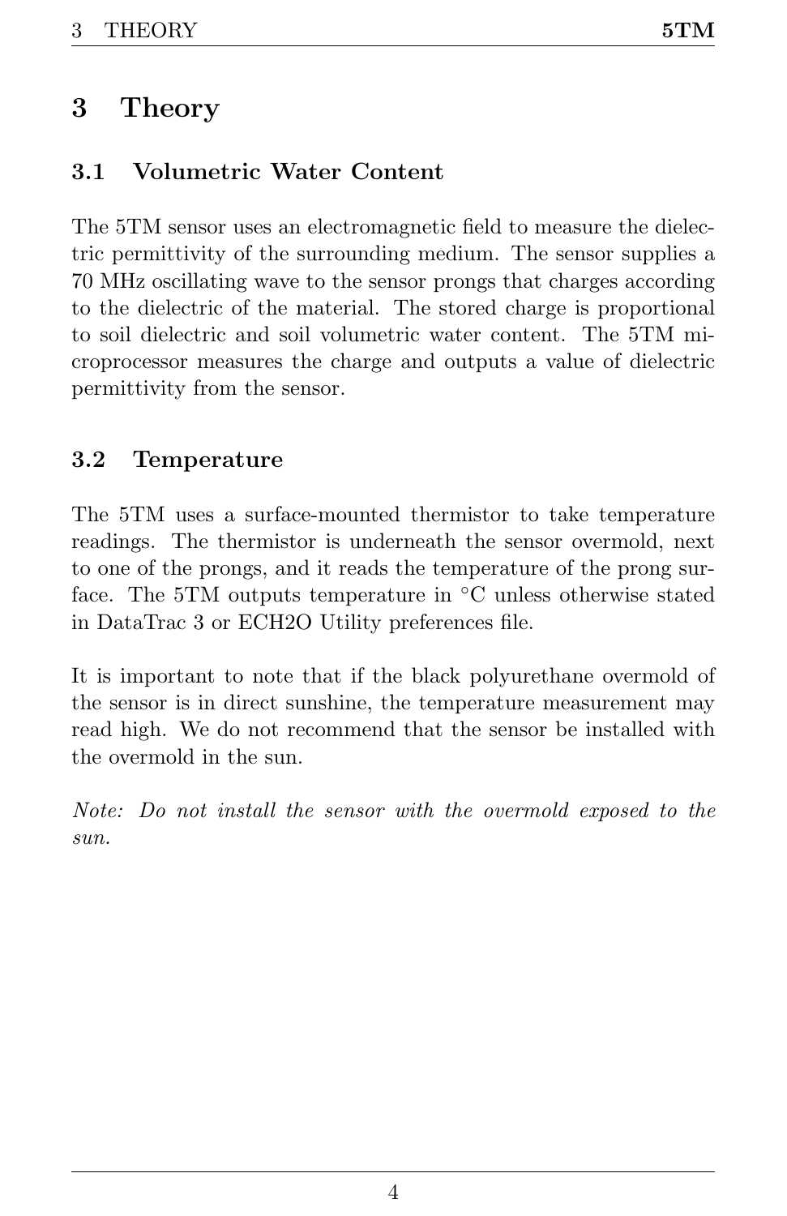# 3 Theory

## 3.1 Volumetric Water Content

The 5TM sensor uses an electromagnetic field to measure the dielectric permittivity of the surrounding medium. The sensor supplies a 70 MHz oscillating wave to the sensor prongs that charges according to the dielectric of the material. The stored charge is proportional to soil dielectric and soil volumetric water content. The 5TM microprocessor measures the charge and outputs a value of dielectric permittivity from the sensor.

## 3.2 Temperature

The 5TM uses a surface-mounted thermistor to take temperature readings. The thermistor is underneath the sensor overmold, next to one of the prongs, and it reads the temperature of the prong surface. The 5TM outputs temperature in °C unless otherwise stated in DataTrac 3 or ECH2O Utility preferences file.

It is important to note that if the black polyurethane overmold of the sensor is in direct sunshine, the temperature measurement may read high. We do not recommend that the sensor be installed with the overmold in the sun.

*Note: Do not install the sensor with the overmold exposed to the sun.*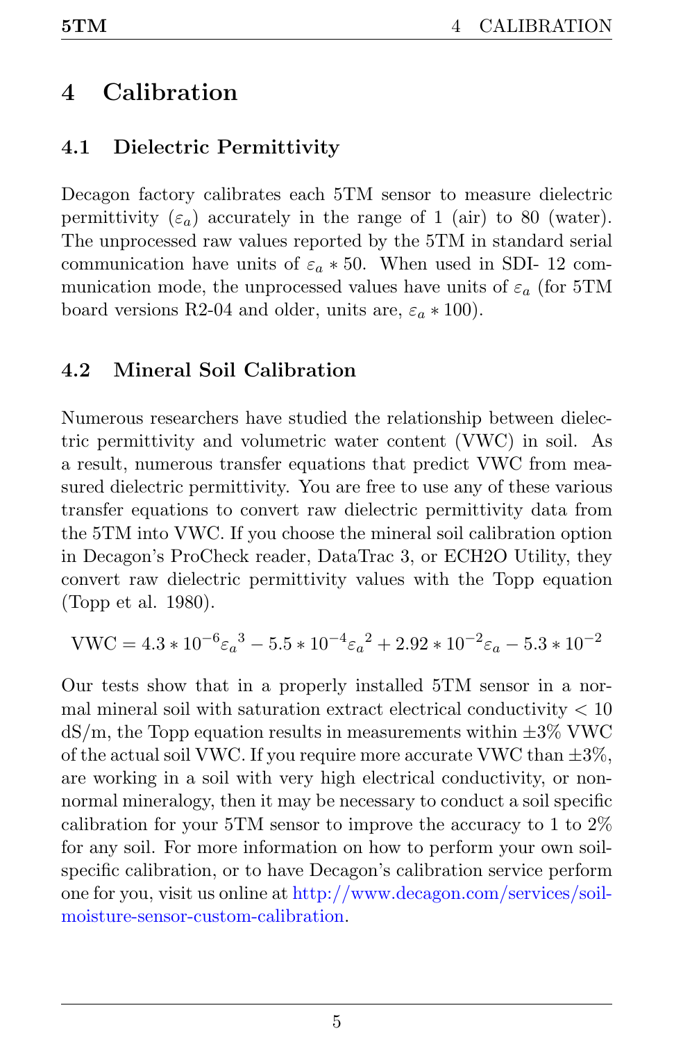# 4 Calibration

## 4.1 Dielectric Permittivity

Decagon factory calibrates each 5TM sensor to measure dielectric permittivity ($\varepsilon_a$) accurately in the range of 1 (air) to 80 (water). The unprocessed raw values reported by the 5TM in standard serial communication have units of $\varepsilon_a * 50$. When used in SDI- 12 communication mode, the unprocessed values have units of $\varepsilon_a$ (for 5TM board versions R2-04 and older, units are, $\varepsilon_a * 100$).

## 4.2 Mineral Soil Calibration

Numerous researchers have studied the relationship between dielectric permittivity and volumetric water content (VWC) in soil. As a result, numerous transfer equations that predict VWC from measured dielectric permittivity. You are free to use any of these various transfer equations to convert raw dielectric permittivity data from the 5TM into VWC. If you choose the mineral soil calibration option in Decagon's ProCheck reader, DataTrac 3, or ECH2O Utility, they convert raw dielectric permittivity values with the Topp equation (Topp et al. 1980).

$$\text{VWC} = 4.3 * 10^{-6}{\varepsilon_a}^3 - 5.5 * 10^{-4}{\varepsilon_a}^2 + 2.92 * 10^{-2}\varepsilon_a - 5.3 * 10^{-2}$$

Our tests show that in a properly installed 5TM sensor in a normal mineral soil with saturation extract electrical conductivity < 10 dS/m, the Topp equation results in measurements within ±3% VWC of the actual soil VWC. If you require more accurate VWC than ±3%, are working in a soil with very high electrical conductivity, or non-normal mineralogy, then it may be necessary to conduct a soil specific calibration for your 5TM sensor to improve the accuracy to 1 to 2% for any soil. For more information on how to perform your own soil-specific calibration, or to have Decagon's calibration service perform one for you, visit us online at http://www.decagon.com/services/soil-moisture-sensor-custom-calibration.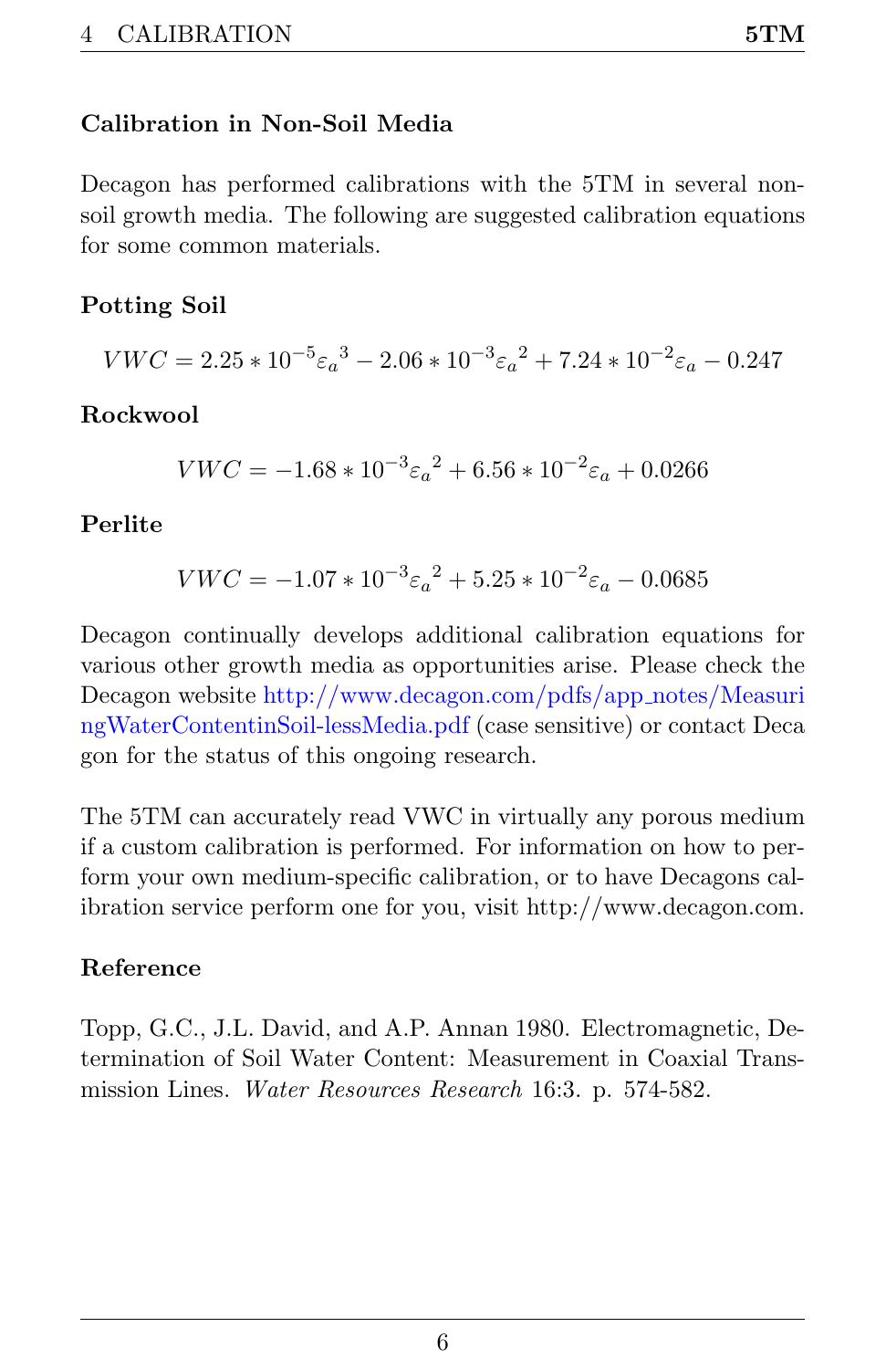### Calibration in Non-Soil Media

Decagon has performed calibrations with the 5TM in several non-soil growth media. The following are suggested calibration equations for some common materials.

**Potting Soil**

$$VWC = 2.25 * 10^{-5}{\varepsilon_a}^3 - 2.06 * 10^{-3}{\varepsilon_a}^2 + 7.24 * 10^{-2}\varepsilon_a - 0.247$$

**Rockwool**

$$VWC = -1.68 * 10^{-3}{\varepsilon_a}^2 + 6.56 * 10^{-2}\varepsilon_a + 0.0266$$

**Perlite**

$$VWC = -1.07 * 10^{-3}{\varepsilon_a}^2 + 5.25 * 10^{-2}\varepsilon_a - 0.0685$$

Decagon continually develops additional calibration equations for various other growth media as opportunities arise. Please check the Decagon website http://www.decagon.com/pdfs/app_notes/MeasuringWaterContentinSoil-lessMedia.pdf (case sensitive) or contact Decagon for the status of this ongoing research.

The 5TM can accurately read VWC in virtually any porous medium if a custom calibration is performed. For information on how to perform your own medium-specific calibration, or to have Decagons calibration service perform one for you, visit http://www.decagon.com.

### Reference

Topp, G.C., J.L. David, and A.P. Annan 1980. Electromagnetic, Determination of Soil Water Content: Measurement in Coaxial Transmission Lines. *Water Resources Research* 16:3. p. 574-582.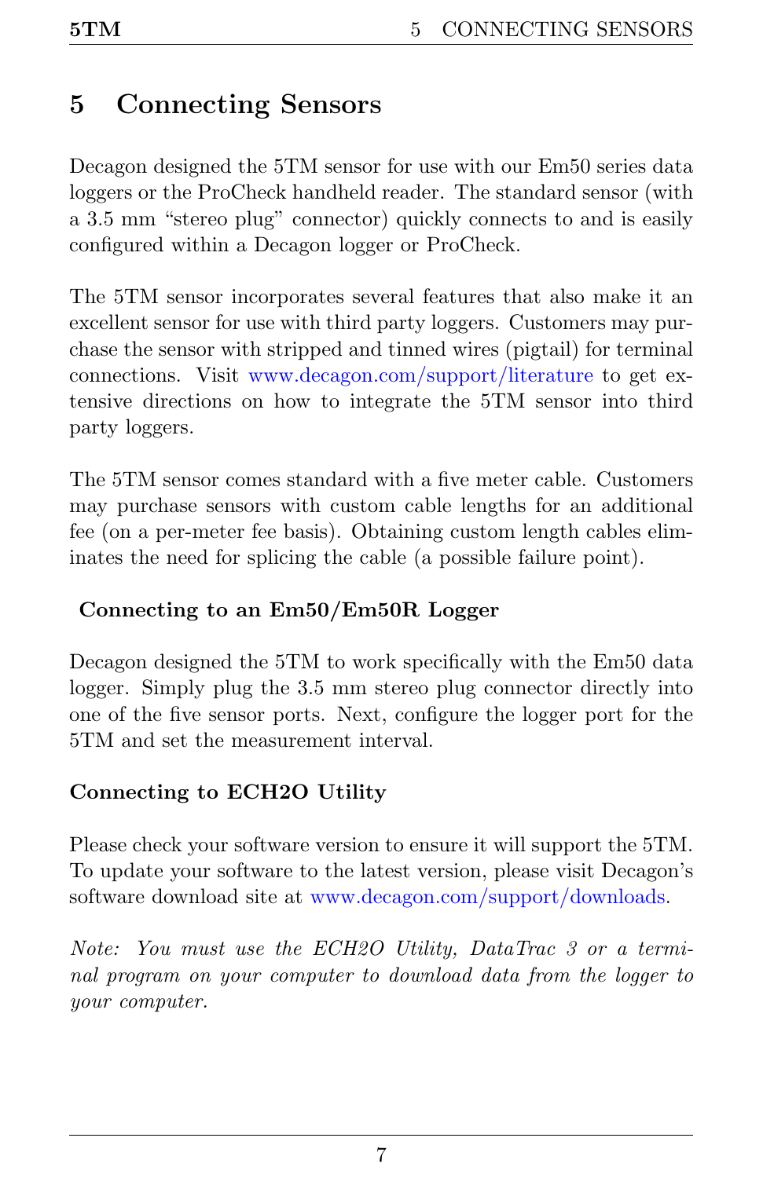# 5 Connecting Sensors

Decagon designed the 5TM sensor for use with our Em50 series data loggers or the ProCheck handheld reader. The standard sensor (with a 3.5 mm "stereo plug" connector) quickly connects to and is easily configured within a Decagon logger or ProCheck.

The 5TM sensor incorporates several features that also make it an excellent sensor for use with third party loggers. Customers may purchase the sensor with stripped and tinned wires (pigtail) for terminal connections. Visit www.decagon.com/support/literature to get extensive directions on how to integrate the 5TM sensor into third party loggers.

The 5TM sensor comes standard with a five meter cable. Customers may purchase sensors with custom cable lengths for an additional fee (on a per-meter fee basis). Obtaining custom length cables eliminates the need for splicing the cable (a possible failure point).

### Connecting to an Em50/Em50R Logger

Decagon designed the 5TM to work specifically with the Em50 data logger. Simply plug the 3.5 mm stereo plug connector directly into one of the five sensor ports. Next, configure the logger port for the 5TM and set the measurement interval.

### Connecting to ECH2O Utility

Please check your software version to ensure it will support the 5TM. To update your software to the latest version, please visit Decagon's software download site at www.decagon.com/support/downloads.

*Note: You must use the ECH2O Utility, DataTrac 3 or a terminal program on your computer to download data from the logger to your computer.*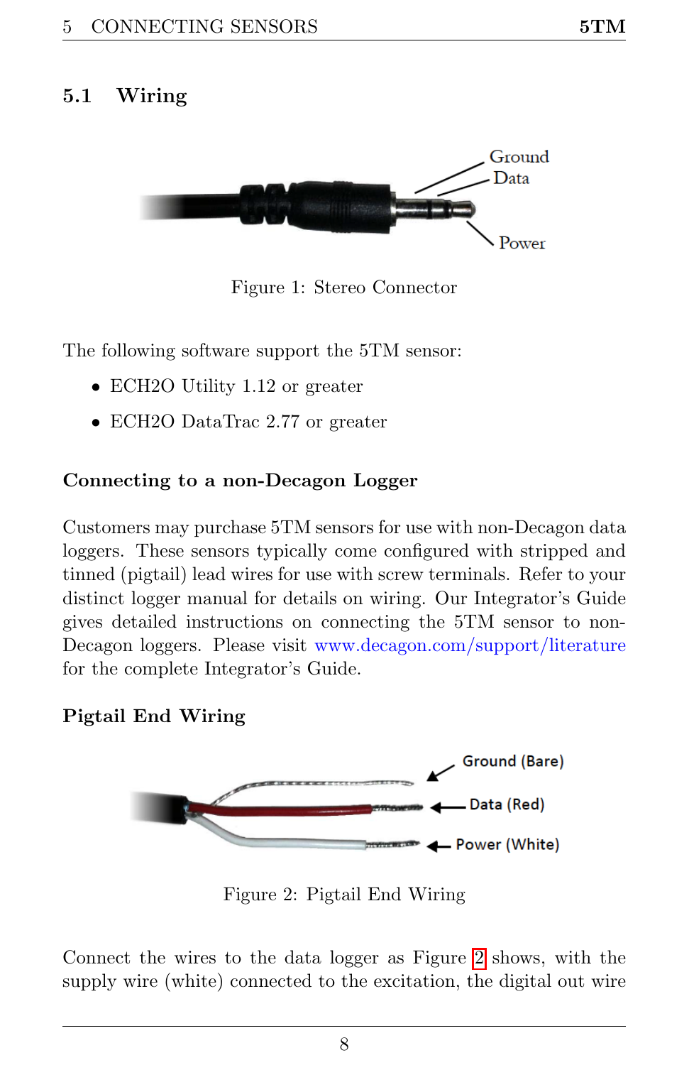## 5.1 Wiring

Figure 1: Stereo Connector

The following software support the 5TM sensor:

- ECH2O Utility 1.12 or greater
- ECH2O DataTrac 2.77 or greater

### Connecting to a non-Decagon Logger

Customers may purchase 5TM sensors for use with non-Decagon data loggers. These sensors typically come configured with stripped and tinned (pigtail) lead wires for use with screw terminals. Refer to your distinct logger manual for details on wiring. Our Integrator's Guide gives detailed instructions on connecting the 5TM sensor to non-Decagon loggers. Please visit www.decagon.com/support/literature for the complete Integrator's Guide.

### Pigtail End Wiring

Figure 2: Pigtail End Wiring

Connect the wires to the data logger as Figure 2 shows, with the supply wire (white) connected to the excitation, the digital out wire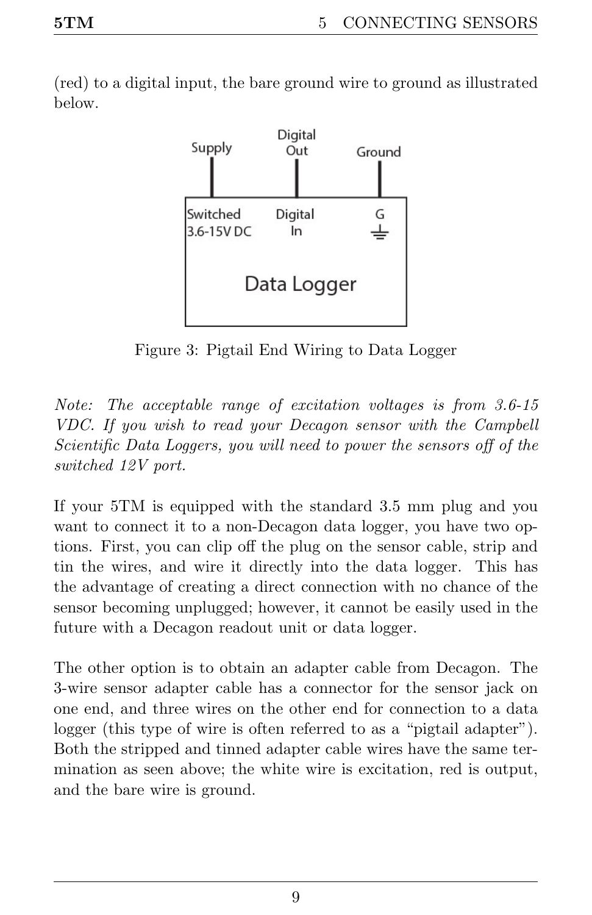(red) to a digital input, the bare ground wire to ground as illustrated below.

Figure 3: Pigtail End Wiring to Data Logger

*Note: The acceptable range of excitation voltages is from 3.6-15 VDC. If you wish to read your Decagon sensor with the Campbell Scientific Data Loggers, you will need to power the sensors off of the switched 12V port.*

If your 5TM is equipped with the standard 3.5 mm plug and you want to connect it to a non-Decagon data logger, you have two options. First, you can clip off the plug on the sensor cable, strip and tin the wires, and wire it directly into the data logger. This has the advantage of creating a direct connection with no chance of the sensor becoming unplugged; however, it cannot be easily used in the future with a Decagon readout unit or data logger.

The other option is to obtain an adapter cable from Decagon. The 3-wire sensor adapter cable has a connector for the sensor jack on one end, and three wires on the other end for connection to a data logger (this type of wire is often referred to as a "pigtail adapter"). Both the stripped and tinned adapter cable wires have the same termination as seen above; the white wire is excitation, red is output, and the bare wire is ground.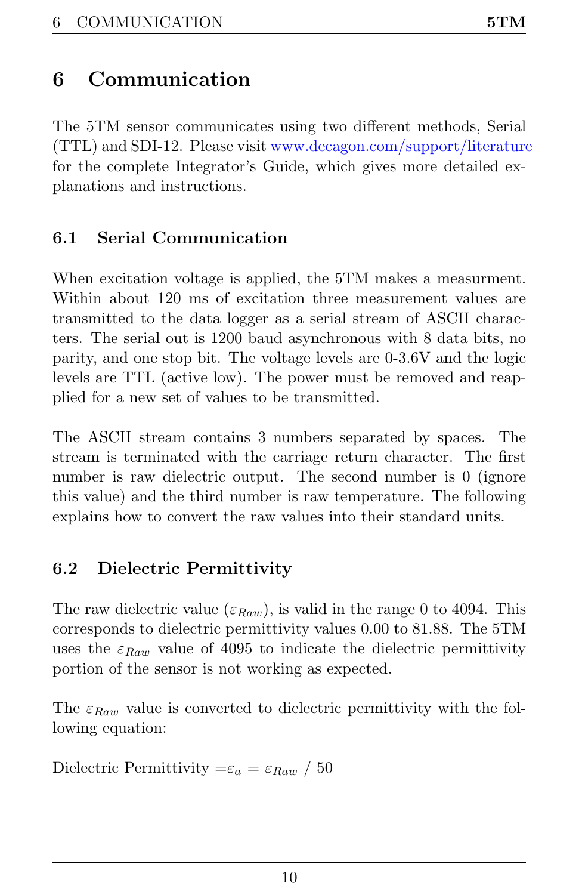# 6 Communication

The 5TM sensor communicates using two different methods, Serial (TTL) and SDI-12. Please visit www.decagon.com/support/literature for the complete Integrator's Guide, which gives more detailed explanations and instructions.

## 6.1 Serial Communication

When excitation voltage is applied, the 5TM makes a measurment. Within about 120 ms of excitation three measurement values are transmitted to the data logger as a serial stream of ASCII characters. The serial out is 1200 baud asynchronous with 8 data bits, no parity, and one stop bit. The voltage levels are 0-3.6V and the logic levels are TTL (active low). The power must be removed and reapplied for a new set of values to be transmitted.

The ASCII stream contains 3 numbers separated by spaces. The stream is terminated with the carriage return character. The first number is raw dielectric output. The second number is 0 (ignore this value) and the third number is raw temperature. The following explains how to convert the raw values into their standard units.

## 6.2 Dielectric Permittivity

The raw dielectric value ($\varepsilon_{Raw}$), is valid in the range 0 to 4094. This corresponds to dielectric permittivity values 0.00 to 81.88. The 5TM uses the $\varepsilon_{Raw}$ value of 4095 to indicate the dielectric permittivity portion of the sensor is not working as expected.

The $\varepsilon_{Raw}$ value is converted to dielectric permittivity with the following equation:

Dielectric Permittivity $= \varepsilon_a = \varepsilon_{Raw} \;/\; 50$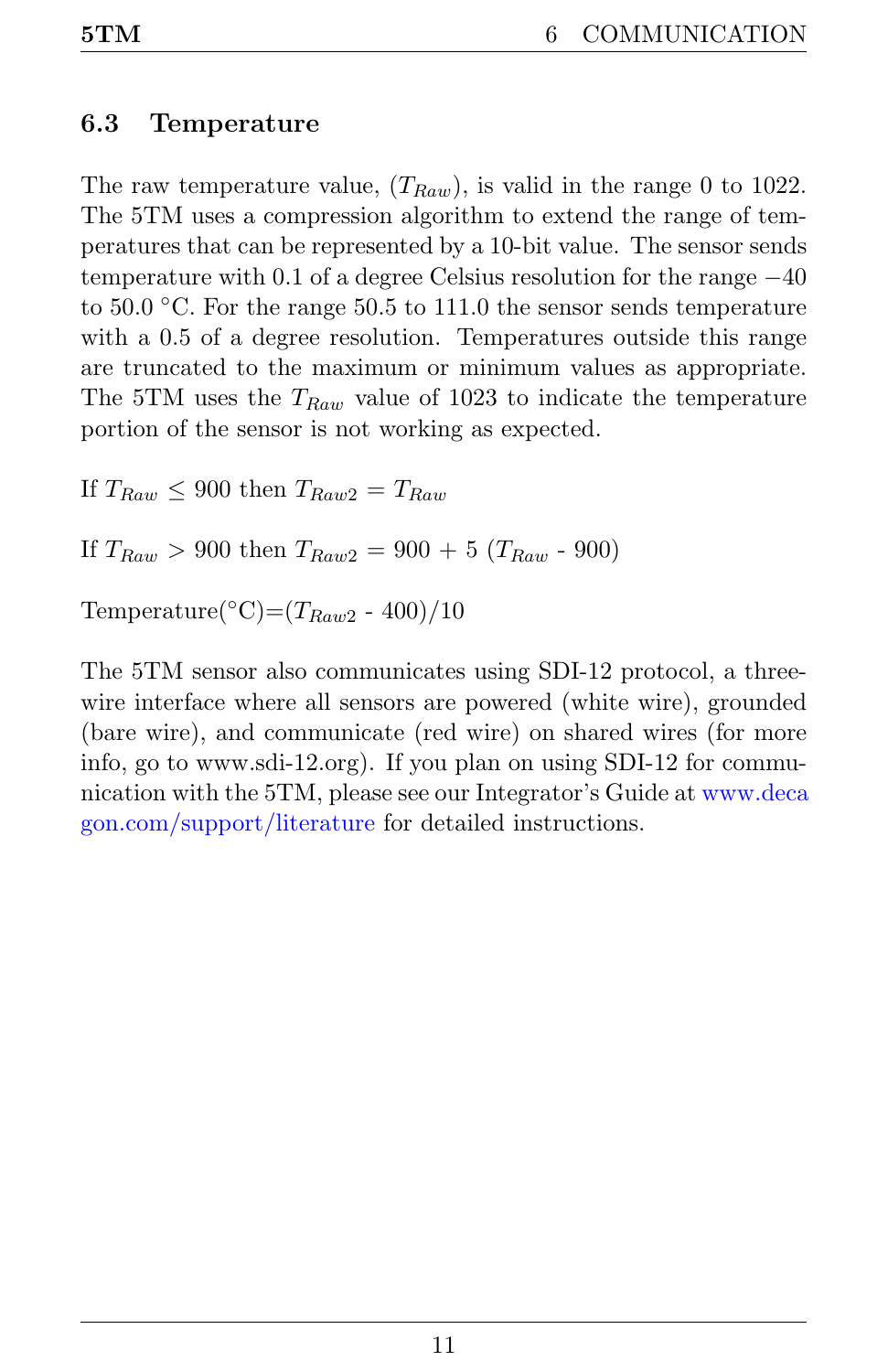## 6.3 Temperature

The raw temperature value, ($T_{Raw}$), is valid in the range 0 to 1022. The 5TM uses a compression algorithm to extend the range of temperatures that can be represented by a 10-bit value. The sensor sends temperature with 0.1 of a degree Celsius resolution for the range −40 to 50.0 °C. For the range 50.5 to 111.0 the sensor sends temperature with a 0.5 of a degree resolution. Temperatures outside this range are truncated to the maximum or minimum values as appropriate. The 5TM uses the $T_{Raw}$ value of 1023 to indicate the temperature portion of the sensor is not working as expected.

If $T_{Raw} \leq 900$ then $T_{Raw2} = T_{Raw}$

If $T_{Raw} > 900$ then $T_{Raw2} = 900 + 5\ (T_{Raw} - 900)$

Temperature(°C)=($T_{Raw2}$ - 400)/10

The 5TM sensor also communicates using SDI-12 protocol, a three-wire interface where all sensors are powered (white wire), grounded (bare wire), and communicate (red wire) on shared wires (for more info, go to www.sdi-12.org). If you plan on using SDI-12 for communication with the 5TM, please see our Integrator's Guide at www.decagon.com/support/literature for detailed instructions.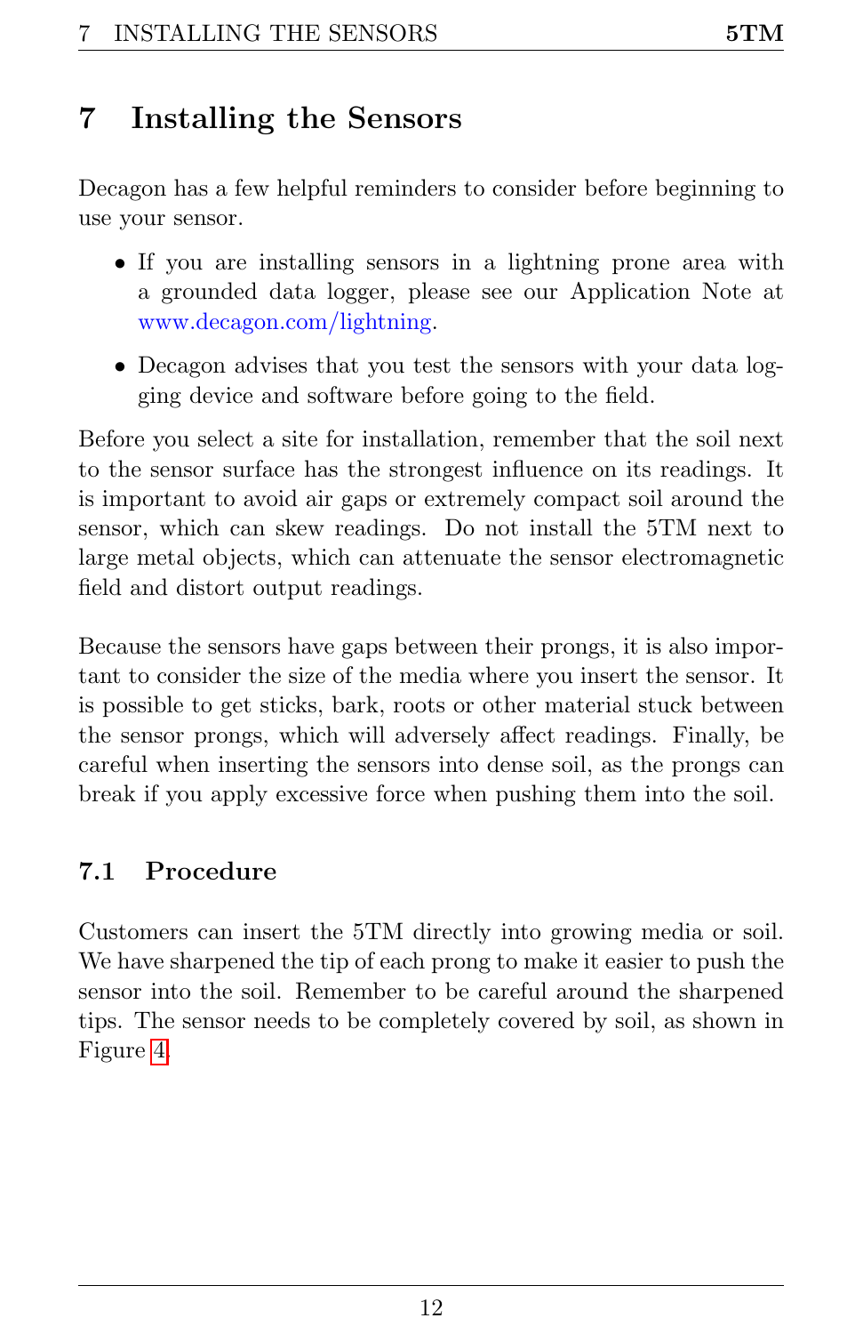# 7 Installing the Sensors

Decagon has a few helpful reminders to consider before beginning to use your sensor.

- If you are installing sensors in a lightning prone area with a grounded data logger, please see our Application Note at www.decagon.com/lightning.
- Decagon advises that you test the sensors with your data logging device and software before going to the field.

Before you select a site for installation, remember that the soil next to the sensor surface has the strongest influence on its readings. It is important to avoid air gaps or extremely compact soil around the sensor, which can skew readings. Do not install the 5TM next to large metal objects, which can attenuate the sensor electromagnetic field and distort output readings.

Because the sensors have gaps between their prongs, it is also important to consider the size of the media where you insert the sensor. It is possible to get sticks, bark, roots or other material stuck between the sensor prongs, which will adversely affect readings. Finally, be careful when inserting the sensors into dense soil, as the prongs can break if you apply excessive force when pushing them into the soil.

## 7.1 Procedure

Customers can insert the 5TM directly into growing media or soil. We have sharpened the tip of each prong to make it easier to push the sensor into the soil. Remember to be careful around the sharpened tips. The sensor needs to be completely covered by soil, as shown in Figure 4.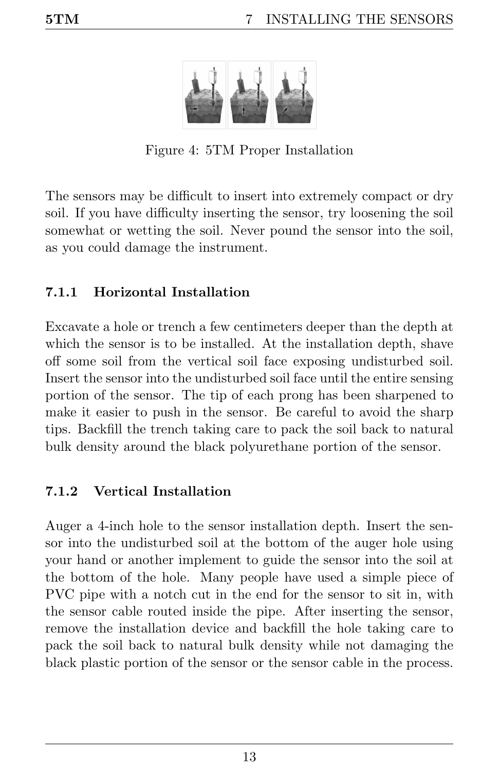Figure 4: 5TM Proper Installation

The sensors may be difficult to insert into extremely compact or dry soil. If you have difficulty inserting the sensor, try loosening the soil somewhat or wetting the soil. Never pound the sensor into the soil, as you could damage the instrument.

### 7.1.1 Horizontal Installation

Excavate a hole or trench a few centimeters deeper than the depth at which the sensor is to be installed. At the installation depth, shave off some soil from the vertical soil face exposing undisturbed soil. Insert the sensor into the undisturbed soil face until the entire sensing portion of the sensor. The tip of each prong has been sharpened to make it easier to push in the sensor. Be careful to avoid the sharp tips. Backfill the trench taking care to pack the soil back to natural bulk density around the black polyurethane portion of the sensor.

### 7.1.2 Vertical Installation

Auger a 4-inch hole to the sensor installation depth. Insert the sensor into the undisturbed soil at the bottom of the auger hole using your hand or another implement to guide the sensor into the soil at the bottom of the hole. Many people have used a simple piece of PVC pipe with a notch cut in the end for the sensor to sit in, with the sensor cable routed inside the pipe. After inserting the sensor, remove the installation device and backfill the hole taking care to pack the soil back to natural bulk density while not damaging the black plastic portion of the sensor or the sensor cable in the process.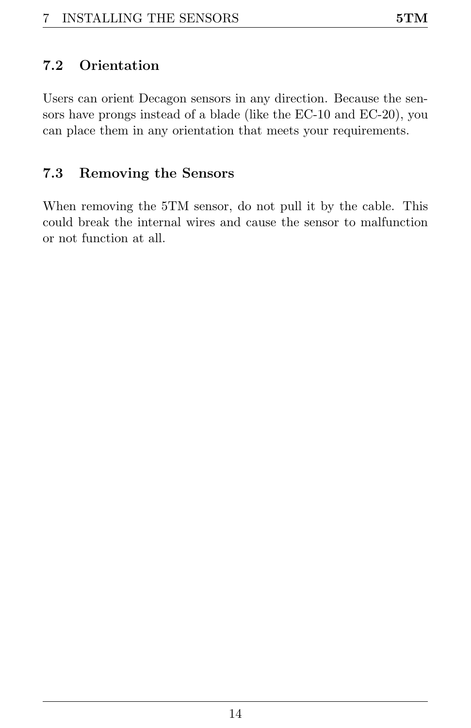## 7.2 Orientation

Users can orient Decagon sensors in any direction. Because the sensors have prongs instead of a blade (like the EC-10 and EC-20), you can place them in any orientation that meets your requirements.

## 7.3 Removing the Sensors

When removing the 5TM sensor, do not pull it by the cable. This could break the internal wires and cause the sensor to malfunction or not function at all.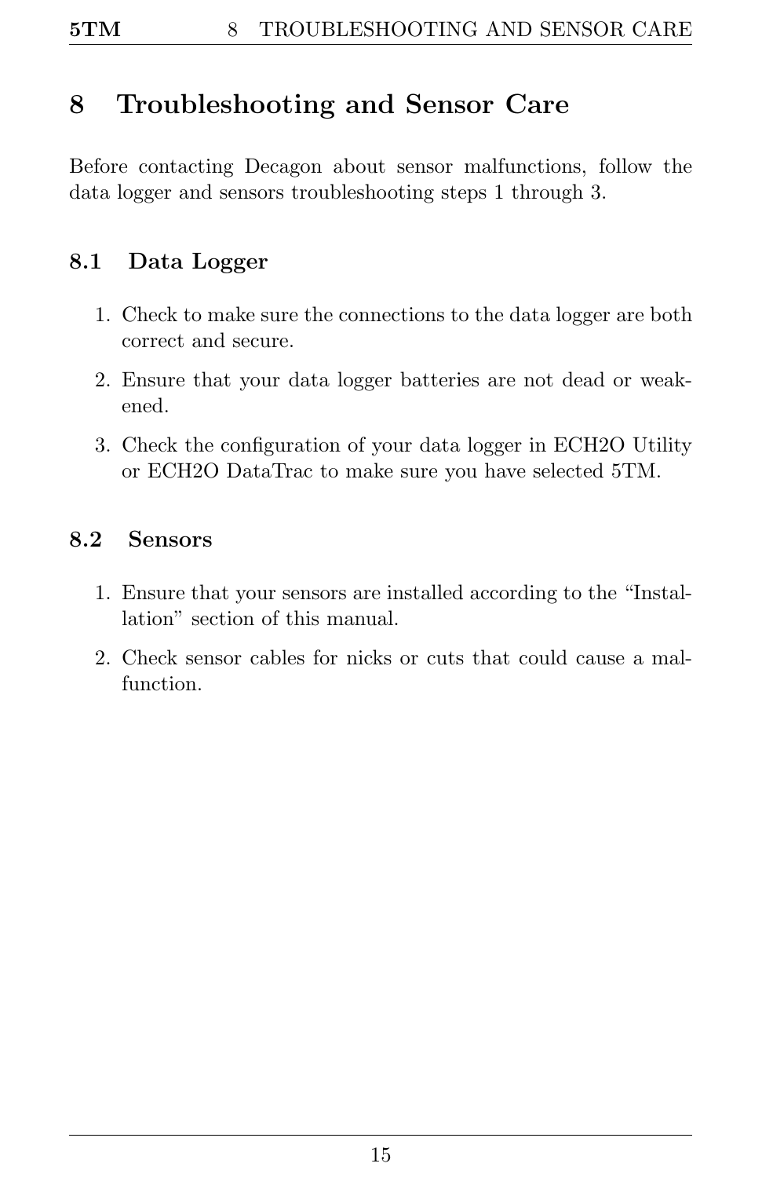# 8 Troubleshooting and Sensor Care

Before contacting Decagon about sensor malfunctions, follow the data logger and sensors troubleshooting steps 1 through 3.

## 8.1 Data Logger

1. Check to make sure the connections to the data logger are both correct and secure.
2. Ensure that your data logger batteries are not dead or weakened.
3. Check the configuration of your data logger in ECH2O Utility or ECH2O DataTrac to make sure you have selected 5TM.

## 8.2 Sensors

1. Ensure that your sensors are installed according to the "Installation" section of this manual.
2. Check sensor cables for nicks or cuts that could cause a malfunction.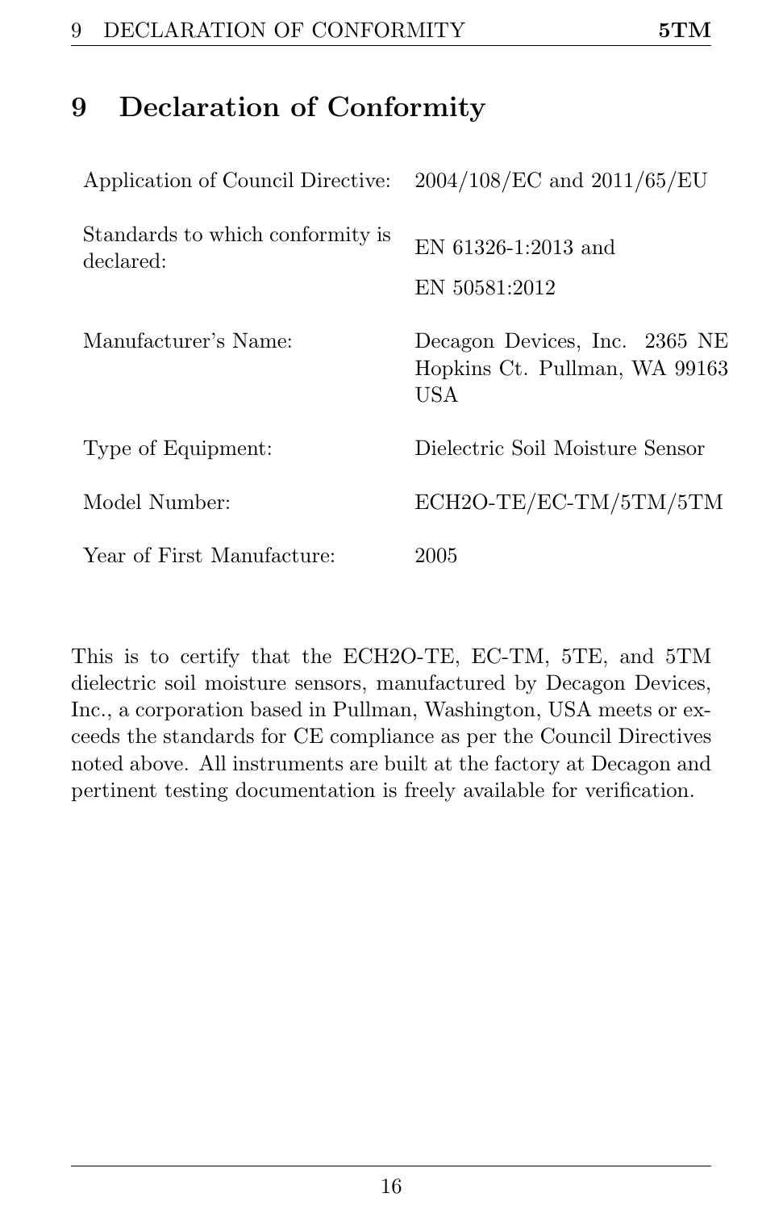# 9 Declaration of Conformity

| | |
|---|---|
| Application of Council Directive: | 2004/108/EC and 2011/65/EU |
| Standards to which conformity is declared: | EN 61326-1:2013 and<br>EN 50581:2012 |
| Manufacturer's Name: | Decagon Devices, Inc. 2365 NE Hopkins Ct. Pullman, WA 99163 USA |
| Type of Equipment: | Dielectric Soil Moisture Sensor |
| Model Number: | ECH2O-TE/EC-TM/5TM/5TM |
| Year of First Manufacture: | 2005 |

This is to certify that the ECH2O-TE, EC-TM, 5TE, and 5TM dielectric soil moisture sensors, manufactured by Decagon Devices, Inc., a corporation based in Pullman, Washington, USA meets or exceeds the standards for CE compliance as per the Council Directives noted above. All instruments are built at the factory at Decagon and pertinent testing documentation is freely available for verification.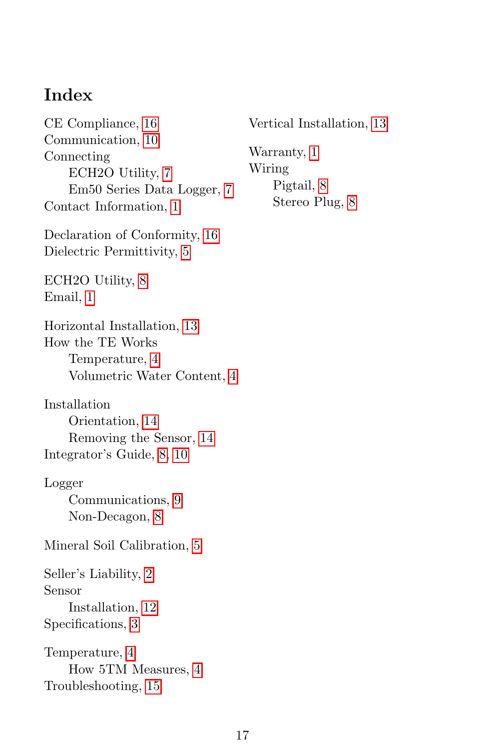# Index

CE Compliance, 16
Communication, 10
Connecting
    ECH2O Utility, 7
    Em50 Series Data Logger, 7
Contact Information, 1

Declaration of Conformity, 16
Dielectric Permittivity, 5

ECH2O Utility, 8
Email, 1

Horizontal Installation, 13
How the TE Works
    Temperature, 4
    Volumetric Water Content, 4

Installation
    Orientation, 14
    Removing the Sensor, 14
Integrator's Guide, 8, 10

Logger
    Communications, 9
    Non-Decagon, 8

Mineral Soil Calibration, 5

Seller's Liability, 2
Sensor
    Installation, 12
Specifications, 3

Temperature, 4
    How 5TM Measures, 4
Troubleshooting, 15

Vertical Installation, 13

Warranty, 1
Wiring
    Pigtail, 8
    Stereo Plug, 8